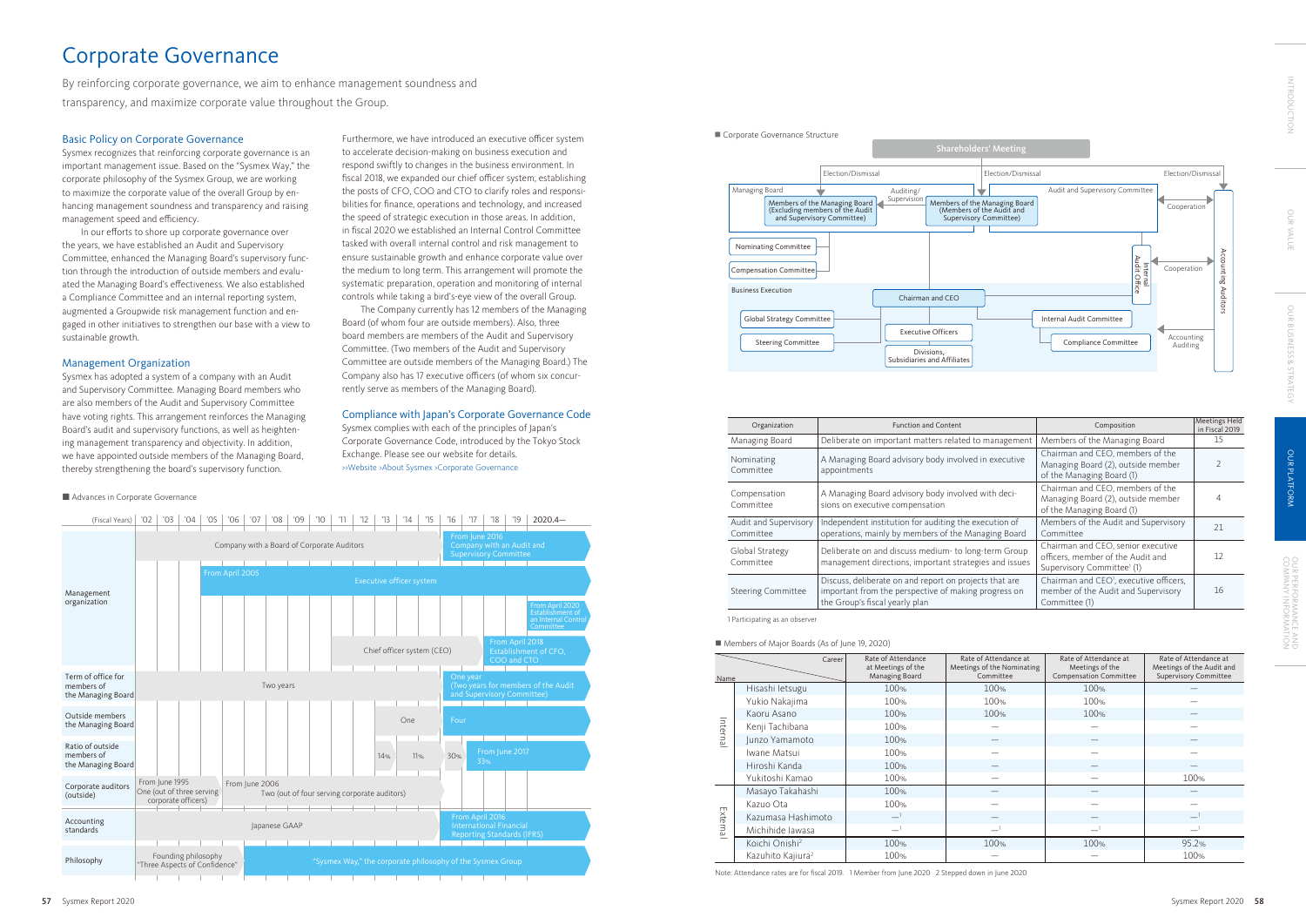# Corporate Governance

By reinforcing corporate governance, we aim to enhance management soundness and transparency, and maximize corporate value throughout the Group.

## Basic Policy on Corporate Governance

Sysmex recognizes that reinforcing corporate governance is an important management issue. Based on the "Sysmex Way," the corporate philosophy of the Sysmex Group, we are working to maximize the corporate value of the overall Group by enhancing management soundness and transparency and raising management speed and efficiency.

In our efforts to shore up corporate governance over the years, we have established an Audit and Supervisory Committee, enhanced the Managing Board's supervisory function through the introduction of outside members and evaluated the Managing Board's effectiveness. We also established a Compliance Committee and an internal reporting system, augmented a Groupwide risk management function and engaged in other initiatives to strengthen our base with a view to sustainable growth.

## Management Organization

Sysmex has adopted a system of a company with an Audit and Supervisory Committee. Managing Board members who are also members of the Audit and Supervisory Committee have voting rights. This arrangement reinforces the Managing Board's audit and supervisory functions, as well as heightening management transparency and objectivity. In addition, we have appointed outside members of the Managing Board, thereby strengthening the board's supervisory function.

Furthermore, we have introduced an executive officer system to accelerate decision-making on business execution and respond swiftly to changes in the business environment. In fiscal 2018, we expanded our chief officer system, establishing the posts of CFO, COO and CTO to clarify roles and responsibilities for finance, operations and technology, and increased the speed of strategic execution in those areas. In addition, in fiscal 2020 we established an Internal Control Committee tasked with overall internal control and risk management to ensure sustainable growth and enhance corporate value over the medium to long term. This arrangement will promote the systematic preparation, operation and monitoring of internal controls while taking a bird's-eye view of the overall Group.

The Company currently has 12 members of the Managing Board (of whom four are outside members). Also, three board members are members of the Audit and Supervisory Committee. (Two members of the Audit and Supervisory Committee are outside members of the Managing Board.) The Company also has 17 executive officers (of whom six concurrently serve as members of the Managing Board).

## Compliance with Japan's Corporate Governance Code

Sysmex complies with each of the principles of Japan's Corporate Governance Code, introduced by the Tokyo Stock Exchange. Please see our website for details.
>>Website >About Sysmex >Corporate Governance

■ Advances in Corporate Governance

| (Fiscal Years) | '02–'15 | '16–2020.4— |
|---|---|---|
| Management organization | Company with a Board of Corporate Auditors | From June 2016 Company with an Audit and Supervisory Committee |
| | From April 2005 Executive officer system | |
| | | From April 2020 Establishment of an Internal Control Committee |
| | Chief officer system (CEO) | From April 2018 Establishment of CFO, COO and CTO |
| Term of office for members of the Managing Board | Two years | One year (Two years for members of the Audit and Supervisory Committee) |
| Outside members the Managing Board | One | Four |
| Ratio of outside members of the Managing Board | 14% / 11% | 30% / From June 2017 33% |
| Corporate auditors (outside) | From June 1995 One (out of three serving corporate officers) / From June 2006 Two (out of four serving corporate auditors) | |
| Accounting standards | Japanese GAAP | From April 2016 International Financial Reporting Standards (IFRS) |
| Philosophy | Founding philosophy "Three Aspects of Confidence" / "Sysmex Way," the corporate philosophy of the Sysmex Group | |

■ Corporate Governance Structure

- Shareholders' Meeting
  - Election/Dismissal → Managing Board: Members of the Managing Board (Excluding members of the Audit and Supervisory Committee)
  - Election/Dismissal → Members of the Managing Board (Members of the Audit and Supervisory Committee)
  - Election/Dismissal → Accounting Auditors
- Managing Board: Nominating Committee, Compensation Committee; Auditing/Supervision
- Audit and Supervisory Committee: Cooperation with Accounting Auditors; Internal Audit Office (Cooperation)
- Business Execution: Chairman and CEO; Global Strategy Committee; Steering Committee; Executive Officers; Divisions, Subsidiaries and Affiliates; Internal Audit Committee; Compliance Committee
- Accounting Auditing

| Organization | Function and Content | Composition | Meetings Held in Fiscal 2019 |
|---|---|---|---|
| Managing Board | Deliberate on important matters related to management | Members of the Managing Board | 15 |
| Nominating Committee | A Managing Board advisory body involved in executive appointments | Chairman and CEO, members of the Managing Board (2), outside member of the Managing Board (1) | 2 |
| Compensation Committee | A Managing Board advisory body involved with decisions on executive compensation | Chairman and CEO, members of the Managing Board (2), outside member of the Managing Board (1) | 4 |
| Audit and Supervisory Committee | Independent institution for auditing the execution of operations, mainly by members of the Managing Board | Members of the Audit and Supervisory Committee | 21 |
| Global Strategy Committee | Deliberate on and discuss medium- to long-term Group management directions, important strategies and issues | Chairman and CEO, senior executive officers, member of the Audit and Supervisory Committee[1] (1) | 12 |
| Steering Committee | Discuss, deliberate on and report on projects that are important from the perspective of making progress on the Group's fiscal yearly plan | Chairman and CEO[1], executive officers, member of the Audit and Supervisory Committee (1) | 16 |

1 Participating as an observer

■ Members of Major Boards (As of June 19, 2020)

| | Name | Rate of Attendance at Meetings of the Managing Board | Rate of Attendance at Meetings of the Nominating Committee | Rate of Attendance at Meetings of the Compensation Committee | Rate of Attendance at Meetings of the Audit and Supervisory Committee |
|---|---|---|---|---|---|
| Internal | Hisashi Ietsugu | 100% | 100% | 100% | — |
| | Yukio Nakajima | 100% | 100% | 100% | — |
| | Kaoru Asano | 100% | 100% | 100% | — |
| | Kenji Tachibana | 100% | — | — | — |
| | Junzo Yamamoto | 100% | — | — | — |
| | Iwane Matsui | 100% | — | — | — |
| | Hiroshi Kanda | 100% | — | — | — |
| | Yukitoshi Kamao | 100% | — | — | 100% |
| External | Masayo Takahashi | 100% | — | — | — |
| | Kazuo Ota | 100% | — | — | — |
| | Kazumasa Hashimoto | —[1] | — | — | —[1] |
| | Michihide Iawasa | —[1] | — | —[1] | —[1] |
| | Koichi Onishi[2] | 100% | 100% | 100% | 95.2% |
| | Kazuhito Kajiura[2] | 100% | — | — | 100% |

Note: Attendance rates are for fiscal 2019. 1 Member from June 2020 2 Stepped down in June 2020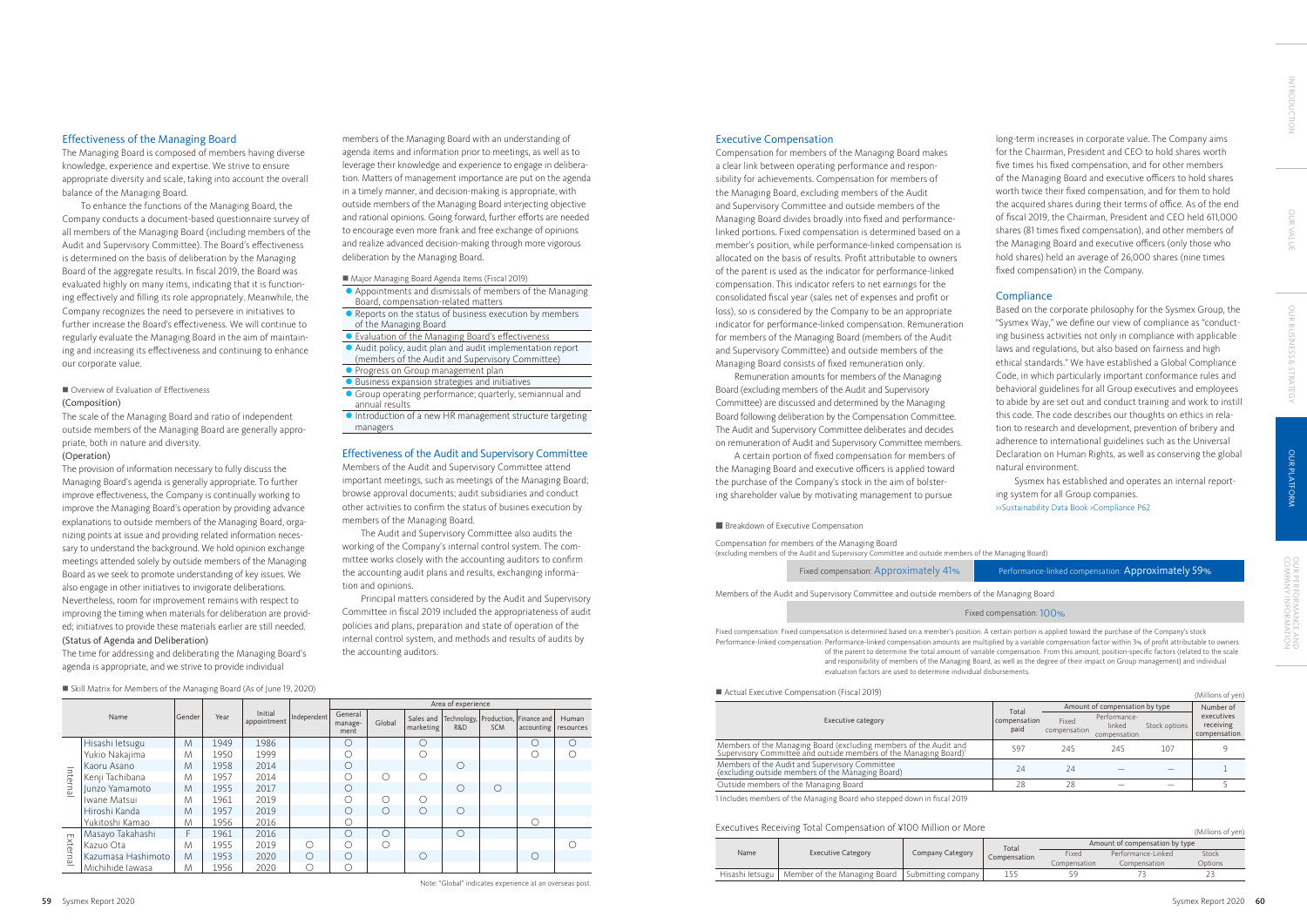## Effectiveness of the Managing Board

The Managing Board is composed of members having diverse knowledge, experience and expertise. We strive to ensure appropriate diversity and scale, taking into account the overall balance of the Managing Board.

To enhance the functions of the Managing Board, the Company conducts a document-based questionnaire survey of all members of the Managing Board (including members of the Audit and Supervisory Committee). The Board's effectiveness is determined on the basis of deliberation by the Managing Board of the aggregate results. In fiscal 2019, the Board was evaluated highly on many items, indicating that it is functioning effectively and filling its role appropriately. Meanwhile, the Company recognizes the need to persevere in initiatives to further increase the Board's effectiveness. We will continue to regularly evaluate the Managing Board in the aim of maintaining and increasing its effectiveness and continuing to enhance our corporate value.

■ Overview of Evaluation of Effectiveness

**(Composition)**

The scale of the Managing Board and ratio of independent outside members of the Managing Board are generally appropriate, both in nature and diversity.

**(Operation)**

The provision of information necessary to fully discuss the Managing Board's agenda is generally appropriate. To further improve effectiveness, the Company is continually working to improve the Managing Board's operation by providing advance explanations to outside members of the Managing Board, organizing points at issue and providing related information necessary to understand the background. We hold opinion exchange meetings attended solely by outside members of the Managing Board as we seek to promote understanding of key issues. We also engage in other initiatives to invigorate deliberations. Nevertheless, room for improvement remains with respect to improving the timing when materials for deliberation are provided; initiatives to provide these materials earlier are still needed.

**(Status of Agenda and Deliberation)**

The time for addressing and deliberating the Managing Board's agenda is appropriate, and we strive to provide individual members of the Managing Board with an understanding of agenda items and information prior to meetings, as well as to leverage their knowledge and experience to engage in deliberation. Matters of management importance are put on the agenda in a timely manner, and decision-making is appropriate, with outside members of the Managing Board interjecting objective and rational opinions. Going forward, further efforts are needed to encourage even more frank and free exchange of opinions and realize advanced decision-making through more vigorous deliberation by the Managing Board.

■ Major Managing Board Agenda Items (Fiscal 2019)

- Appointments and dismissals of members of the Managing Board, compensation-related matters
- Reports on the status of business execution by members of the Managing Board
- Evaluation of the Managing Board's effectiveness
- Audit policy, audit plan and audit implementation report (members of the Audit and Supervisory Committee)
- Progress on Group management plan
- Business expansion strategies and initiatives
- Group operating performance; quarterly, semiannual and annual results
- Introduction of a new HR management structure targeting managers

## Effectiveness of the Audit and Supervisory Committee

Members of the Audit and Supervisory Committee attend important meetings, such as meetings of the Managing Board; browse approval documents; audit subsidiaries and conduct other activities to confirm the status of busines execution by members of the Managing Board.

The Audit and Supervisory Committee also audits the working of the Company's internal control system. The committee works closely with the accounting auditors to confirm the accounting audit plans and results, exchanging information and opinions.

Principal matters considered by the Audit and Supervisory Committee in fiscal 2019 included the appropriateness of audit policies and plans, preparation and state of operation of the internal control system, and methods and results of audits by the accounting auditors.

■ Skill Matrix for Members of the Managing Board (As of June 19, 2020)

| | Name | Gender | Year | Initial appointment | Independent | Area of experience | | | | | | |
|---|---|---|---|---|---|---|---|---|---|---|---|---|
| | | | | | | General management | Global | Sales and marketing | Technology, R&D | Production, SCM | Finance and accounting | Human resources |
| Internal | Hisashi Ietsugu | M | 1949 | 1986 | | ○ | | ○ | | | ○ | ○ |
| | Yukio Nakajima | M | 1950 | 1999 | | ○ | | ○ | | | ○ | ○ |
| | Kaoru Asano | M | 1958 | 2014 | | ○ | | | ○ | | | |
| | Kenji Tachibana | M | 1957 | 2014 | | ○ | ○ | ○ | | | | |
| | Junzo Yamamoto | M | 1955 | 2017 | | ○ | | | ○ | ○ | | |
| | Iwane Matsui | M | 1961 | 2019 | | ○ | ○ | ○ | | | | |
| | Hiroshi Kanda | M | 1957 | 2019 | | ○ | ○ | ○ | ○ | | | |
| | Yukitoshi Kamao | M | 1956 | 2016 | | ○ | | | | | ○ | |
| External | Masayo Takahashi | F | 1961 | 2016 | | ○ | ○ | | ○ | | | |
| | Kazuo Ota | M | 1955 | 2019 | ○ | ○ | ○ | | | | | ○ |
| | Kazumasa Hashimoto | M | 1953 | 2020 | ○ | ○ | | ○ | | | ○ | |
| | Michihide Iawasa | M | 1956 | 2020 | ○ | ○ | | | | | | |

Note: "Global" indicates experience at an overseas post.

## Executive Compensation

Compensation for members of the Managing Board makes a clear link between operating performance and responsibility for achievements. Compensation for members of the Managing Board, excluding members of the Audit and Supervisory Committee and outside members of the Managing Board divides broadly into fixed and performance-linked portions. Fixed compensation is determined based on a member's position, while performance-linked compensation is allocated on the basis of results. Profit attributable to owners of the parent is used as the indicator for performance-linked compensation. This indicator refers to net earnings for the consolidated fiscal year (sales net of expenses and profit or loss), so is considered by the Company to be an appropriate indicator for performance-linked compensation. Remuneration for members of the Managing Board (members of the Audit and Supervisory Committee) and outside members of the Managing Board consists of fixed remuneration only.

Remuneration amounts for members of the Managing Board (excluding members of the Audit and Supervisory Committee) are discussed and determined by the Managing Board following deliberation by the Compensation Committee. The Audit and Supervisory Committee deliberates and decides on remuneration of Audit and Supervisory Committee members.

A certain portion of fixed compensation for members of the Managing Board and executive officers is applied toward the purchase of the Company's stock in the aim of bolstering shareholder value by motivating management to pursue long-term increases in corporate value. The Company aims for the Chairman, President and CEO to hold shares worth five times his fixed compensation, and for other members of the Managing Board and executive officers to hold shares worth twice their fixed compensation, and for them to hold the acquired shares during their terms of office. As of the end of fiscal 2019, the Chairman, President and CEO held 611,000 shares (81 times fixed compensation), and other members of the Managing Board and executive officers (only those who hold shares) held an average of 26,000 shares (nine times fixed compensation) in the Company.

■ Breakdown of Executive Compensation

Compensation for members of the Managing Board
(excluding members of the Audit and Supervisory Committee and outside members of the Managing Board)

Fixed compensation: Approximately 41% | Performance-linked compensation: Approximately 59%

Members of the Audit and Supervisory Committee and outside members of the Managing Board

Fixed compensation: 100%

Fixed compensation: Fixed compensation is determined based on a member's position. A certain portion is applied toward the purchase of the Company's stock

Performance-linked compensation: Performance-linked compensation amounts are multiplied by a variable compensation factor within 3% of profit attributable to owners of the parent to determine the total amount of variable compensation. From this amount, position-specific factors (related to the scale and responsibility of members of the Managing Board, as well as the degree of their impact on Group management) and individual evaluation factors are used to determine individual disbursements.

■ Actual Executive Compensation (Fiscal 2019)

(Millions of yen)

| Executive category | Total compensation paid | Amount of compensation by type | | | Number of executives receiving compensation |
|---|---|---|---|---|---|
| | | Fixed compensation | Performance-linked compensation | Stock options | |
| Members of the Managing Board (excluding members of the Audit and Supervisory Committee and outside members of the Managing Board)[1] | 597 | 245 | 245 | 107 | 9 |
| Members of the Audit and Supervisory Committee (excluding outside members of the Managing Board) | 24 | 24 | — | — | 1 |
| Outside members of the Managing Board | 28 | 28 | — | — | 5 |

1 Includes members of the Managing Board who stepped down in fiscal 2019

Executives Receiving Total Compensation of ¥100 Million or More

(Millions of yen)

| Name | Executive Category | Company Category | Total Compensation | Amount of compensation by type | | |
|---|---|---|---|---|---|---|
| | | | | Fixed Compensation | Performance-Linked Compensation | Stock Options |
| Hisashi Ietsugu | Member of the Managing Board | Submitting company | 155 | 59 | 73 | 23 |

## Compliance

Based on the corporate philosophy for the Sysmex Group, the "Sysmex Way," we define our view of compliance as "conducting business activities not only in compliance with applicable laws and regulations, but also based on fairness and high ethical standards." We have established a Global Compliance Code, in which particularly important conformance rules and behavioral guidelines for all Group executives and employees to abide by are set out and conduct training and work to instill this code. The code describes our thoughts on ethics in relation to research and development, prevention of bribery and adherence to international guidelines such as the Universal Declaration on Human Rights, as well as conserving the global natural environment.

Sysmex has established and operates an internal reporting system for all Group companies.

>>Sustainability Data Book >Compliance P62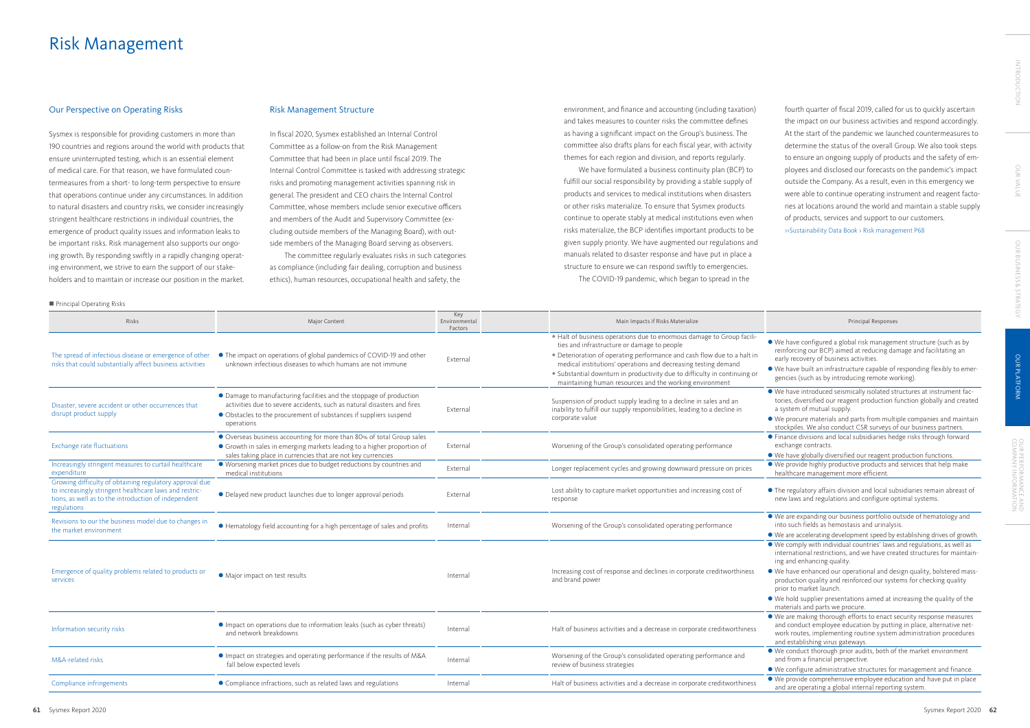# Risk Management

## Our Perspective on Operating Risks

Sysmex is responsible for providing customers in more than 190 countries and regions around the world with products that ensure uninterrupted testing, which is an essential element of medical care. For that reason, we have formulated countermeasures from a short- to long-term perspective to ensure that operations continue under any circumstances. In addition to natural disasters and country risks, we consider increasingly stringent healthcare restrictions in individual countries, the emergence of product quality issues and information leaks to be important risks. Risk management also supports our ongoing growth. By responding swiftly in a rapidly changing operating environment, we strive to earn the support of our stakeholders and to maintain or increase our position in the market.

## Risk Management Structure

In fiscal 2020, Sysmex established an Internal Control Committee as a follow-on from the Risk Management Committee that had been in place until fiscal 2019. The Internal Control Committee is tasked with addressing strategic risks and promoting management activities spanning risk in general. The president and CEO chairs the Internal Control Committee, whose members include senior executive officers and members of the Audit and Supervisory Committee (excluding outside members of the Managing Board), with outside members of the Managing Board serving as observers.

The committee regularly evaluates risks in such categories as compliance (including fair dealing, corruption and business ethics), human resources, occupational health and safety, the environment, and finance and accounting (including taxation) and takes measures to counter risks the committee defines as having a significant impact on the Group's business. The committee also drafts plans for each fiscal year, with activity themes for each region and division, and reports regularly.

We have formulated a business continuity plan (BCP) to fulfill our social responsibility by providing a stable supply of products and services to medical institutions when disasters or other risks materialize. To ensure that Sysmex products continue to operate stably at medical institutions even when risks materialize, the BCP identifies important products to be given supply priority. We have augmented our regulations and manuals related to disaster response and have put in place a structure to ensure we can respond swiftly to emergencies.

The COVID-19 pandemic, which began to spread in the fourth quarter of fiscal 2019, called for us to quickly ascertain the impact on our business activities and respond accordingly. At the start of the pandemic we launched countermeasures to determine the status of the overall Group. We also took steps to ensure an ongoing supply of products and the safety of employees and disclosed our forecasts on the pandemic's impact outside the Company. As a result, even in this emergency we were able to continue operating instrument and reagent factories at locations around the world and maintain a stable supply of products, services and support to our customers.

>>Sustainability Data Book › Risk management P68

■ Principal Operating Risks

| Risks | Major Content | Key Environmental Factors | Main Impacts if Risks Materialize | Principal Responses |
|---|---|---|---|---|
| The spread of infectious disease or emergence of other risks that could substantially affect business activities | ● The impact on operations of global pandemics of COVID-19 and other unknown infectious diseases to which humans are not immune | External | • Halt of business operations due to enormous damage to Group facilities and infrastructure or damage to people<br>• Deterioration of operating performance and cash flow due to a halt in medical institutions' operations and decreasing testing demand<br>• Substantial downturn in productivity due to difficulty in continuing or maintaining human resources and the working environment | ● We have configured a global risk management structure (such as by reinforcing our BCP) aimed at reducing damage and facilitating an early recovery of business activities.<br>● We have built an infrastructure capable of responding flexibly to emergencies (such as by introducing remote working). |
| Disaster, severe accident or other occurrences that disrupt product supply | ● Damage to manufacturing facilities and the stoppage of production activities due to severe accidents, such as natural disasters and fires<br>● Obstacles to the procurement of substances if suppliers suspend operations | External | Suspension of product supply leading to a decline in sales and an inability to fulfill our supply responsibilities, leading to a decline in corporate value | ● We have introduced seismically isolated structures at instrument factories, diversified our reagent production function globally and created a system of mutual supply.<br>● We procure materials and parts from multiple companies and maintain stockpiles. We also conduct CSR surveys of our business partners. |
| Exchange rate fluctuations | ● Overseas business accounting for more than 80% of total Group sales<br>● Growth in sales in emerging markets leading to a higher proportion of sales taking place in currencies that are not key currencies | External | Worsening of the Group's consolidated operating performance | ● Finance divisions and local subsidiaries hedge risks through forward exchange contracts.<br>● We have globally diversified our reagent production functions. |
| Increasingly stringent measures to curtail healthcare expenditure | ● Worsening market prices due to budget reductions by countries and medical institutions | External | Longer replacement cycles and growing downward pressure on prices | ● We provide highly productive products and services that help make healthcare management more efficient. |
| Growing difficulty of obtaining regulatory approval due to increasingly stringent healthcare laws and restrictions, as well as to the introduction of independent regulations | ● Delayed new product launches due to longer approval periods | External | Lost ability to capture market opportunities and increasing cost of response | ● The regulatory affairs division and local subsidiaries remain abreast of new laws and regulations and configure optimal systems. |
| Revisions to our the business model due to changes in the market environment | ● Hematology field accounting for a high percentage of sales and profits | Internal | Worsening of the Group's consolidated operating performance | ● We are expanding our business portfolio outside of hematology and into such fields as hemostasis and urinalysis.<br>● We are accelerating development speed by establishing drives of growth. |
| Emergence of quality problems related to products or services | ● Major impact on test results | Internal | Increasing cost of response and declines in corporate creditworthiness and brand power | ● We comply with individual countries' laws and regulations, as well as international restrictions, and we have created structures for maintaining and enhancing quality.<br>● We have enhanced our operational and design quality, bolstered mass-production quality and reinforced our systems for checking quality prior to market launch.<br>● We hold supplier presentations aimed at increasing the quality of the materials and parts we procure. |
| Information security risks | ● Impact on operations due to information leaks (such as cyber threats) and network breakdowns | Internal | Halt of business activities and a decrease in corporate creditworthiness | ● We are making thorough efforts to enact security response measures and conduct employee education by putting in place, alternative network routes, implementing routine system administration procedures and establishing virus gateways. |
| M&A-related risks | ● Impact on strategies and operating performance if the results of M&A fall below expected levels | Internal | Worsening of the Group's consolidated operating performance and review of business strategies | ● We conduct thorough prior audits, both of the market environment and from a financial perspective.<br>● We configure administrative structures for management and finance. |
| Compliance infringements | ● Compliance infractions, such as related laws and regulations | Internal | Halt of business activities and a decrease in corporate creditworthiness | ● We provide comprehensive employee education and have put in place and are operating a global internal reporting system. |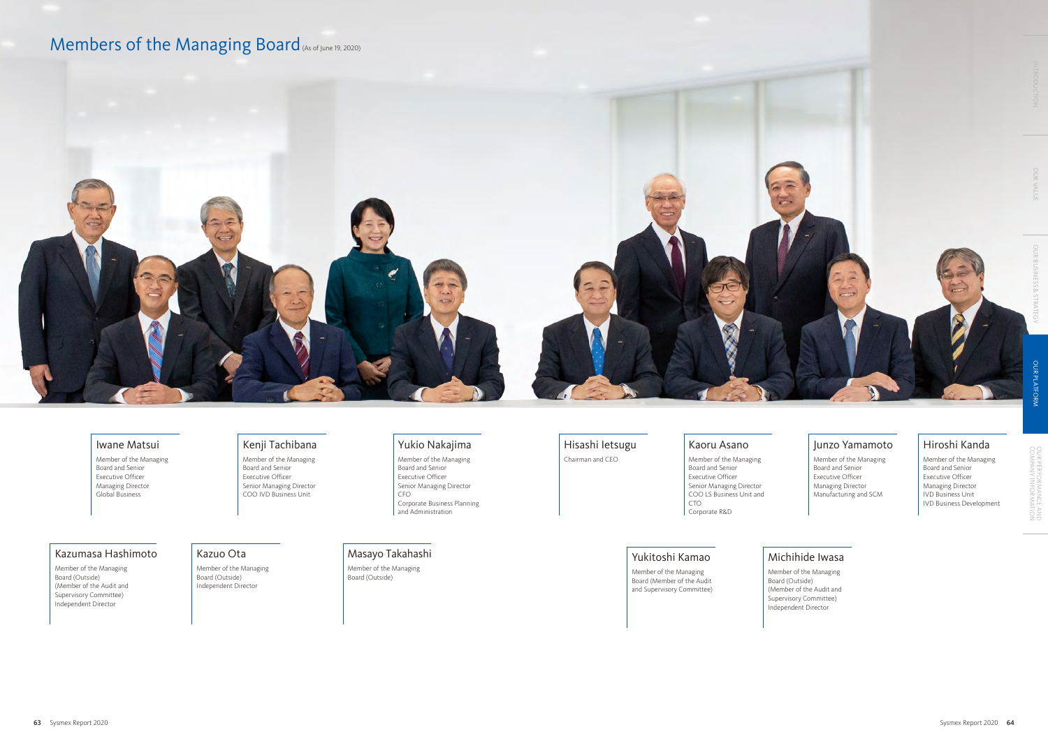# Members of the Managing Board (As of June 19, 2020)

### Iwane Matsui
Member of the Managing Board and Senior Executive Officer
Managing Director
Global Business

### Kenji Tachibana
Member of the Managing Board and Senior Executive Officer
Senior Managing Director
COO IVD Business Unit

### Yukio Nakajima
Member of the Managing Board and Senior Executive Officer
Senior Managing Director
CFO
Corporate Business Planning and Administration

### Hisashi Ietsugu
Chairman and CEO

### Kaoru Asano
Member of the Managing Board and Senior Executive Officer
Senior Managing Director
COO LS Business Unit and CTO
Corporate R&D

### Junzo Yamamoto
Member of the Managing Board and Senior Executive Officer
Managing Director
Manufacturing and SCM

### Hiroshi Kanda
Member of the Managing Board and Senior Executive Officer
Managing Director
IVD Business Unit
IVD Business Development

### Kazumasa Hashimoto
Member of the Managing Board (Outside)
(Member of the Audit and Supervisory Committee)
Independent Director

### Kazuo Ota
Member of the Managing Board (Outside)
Independent Director

### Masayo Takahashi
Member of the Managing Board (Outside)

### Yukitoshi Kamao
Member of the Managing Board (Member of the Audit and Supervisory Committee)

### Michihide Iwasa
Member of the Managing Board (Outside)
(Member of the Audit and Supervisory Committee)
Independent Director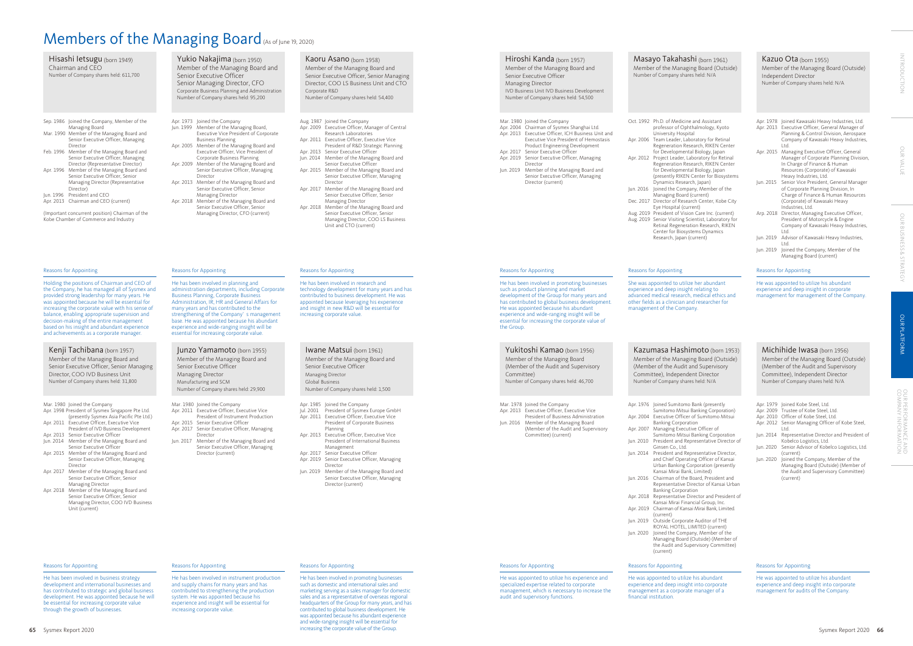# Members of the Managing Board (As of June 19, 2020)

## Hisashi Ietsugu (born 1949)

Chairman and CEO
Number of Company shares held: 611,700

- Sep. 1986 Joined the Company, Member of the Managing Board
- Mar. 1990 Member of the Managing Board and Senior Executive Officer, Managing Director
- Feb. 1996 Member of the Managing Board and Senior Executive Officer, Managing Director (Representative Director)
- Apr. 1996 Member of the Managing Board and Senior Executive Officer, Senior Managing Director (Representative Director)
- Jun. 1996 President and CEO
- Apr. 2013 Chairman and CEO (current)

(Important concurrent position) Chairman of the Kobe Chamber of Commerce and Industry

**Reasons for Appointing**

Holding the positions of Chairman and CEO of the Company, he has managed all of Sysmex and provided strong leadership for many years. He was appointed because he will be essential for increasing the corporate value with his sense of balance, enabling appropriate supervision and decision-making of the entire management based on his insight and abundant experience and achievements as a corporate manager.

## Yukio Nakajima (born 1950)

Member of the Managing Board and Senior Executive Officer
Senior Managing Director, CFO
Corporate Business Planning and Administration
Number of Company shares held: 95,200

- Apr. 1973 Joined the Company
- Jun. 1999 Member of the Managing Board, Executive Vice President of Corporate Business Planning
- Apr. 2005 Member of the Managing Board and Executive Officer, Vice President of Corporate Business Planning
- Apr. 2009 Member of the Managing Board and Senior Executive Officer, Managing Director
- Apr. 2013 Member of the Managing Board and Senior Executive Officer, Senior Managing Director
- Apr. 2018 Member of the Managing Board and Senior Executive Officer, Senior Managing Director, CFO (current)

**Reasons for Appointing**

He has been involved in planning and administration departments, including Corporate Business Planning, Corporate Business Administration, IR, HR and General Affairs for many years and has contributed to the strengthening of the Company's management base. He was appointed because his abundant experience and wide-ranging insight will be essential for increasing corporate value.

## Kaoru Asano (born 1958)

Member of the Managing Board and Senior Executive Officer, Senior Managing Director, COO LS Business Unit and CTO
Corporate R&D
Number of Company shares held: 54,400

- Aug. 1987 Joined the Company
- Apr. 2009 Executive Officer, Manager of Central Research Laboratories
- Apr. 2011 Executive Officer, Executive Vice President of R&D Strategic Planning
- Apr. 2013 Senior Executive Officer
- Jun. 2014 Member of the Managing Board and Senior Executive Officer
- Apr. 2015 Member of the Managing Board and Senior Executive Officer, Managing Director
- Apr. 2017 Member of the Managing Board and Senior Executive Officer, Senior Managing Director
- Apr. 2018 Member of the Managing Board and Senior Executive Officer, Senior Managing Director, COO LS Business Unit and CTO (current)

**Reasons for Appointing**

He has been involved in research and technology development for many years and has contributed to business development. He was appointed because leveraging his experience and insight in new R&D will be essential for increasing corporate value.

## Kenji Tachibana (born 1957)

Member of the Managing Board and Senior Executive Officer, Senior Managing Director, COO IVD Business Unit
Number of Company shares held: 31,800

- Mar. 1980 Joined the Company
- Apr. 1998 President of Sysmex Singapore Pte Ltd. (presently Sysmex Asia Pacific Pte Ltd.)
- Apr. 2011 Executive Officer, Executive Vice President of IVD Business Development
- Apr. 2013 Senior Executive Officer
- Jun. 2014 Member of the Managing Board and Senior Executive Officer
- Apr. 2015 Member of the Managing Board and Senior Executive Officer, Managing Director
- Apr. 2017 Member of the Managing Board and Senior Executive Officer, Senior Managing Director
- Apr. 2018 Member of the Managing Board and Senior Executive Officer, Senior Managing Director, COO IVD Business Unit (current)

**Reasons for Appointing**

He has been involved in business strategy development and international businesses and has contributed to strategic and global business development. He was appointed because he will be essential for increasing corporate value through the growth of businesses.

## Junzo Yamamoto (born 1955)

Member of the Managing Board and Senior Executive Officer
Managing Director
Manufacturing and SCM
Number of Company shares held: 29,900

- Mar. 1980 Joined the Company
- Apr. 2011 Executive Officer, Executive Vice President of Instrument Production
- Apr. 2015 Senior Executive Officer
- Apr. 2017 Senior Executive Officer, Managing Director
- Jun. 2017 Member of the Managing Board and Senior Executive Officer, Managing Director (current)

**Reasons for Appointing**

He has been involved in instrument production and supply chains for many years and has contributed to strengthening the production system. He was appointed because his experience and insight will be essential for increasing corporate value.

## Iwane Matsui (born 1961)

Member of the Managing Board and Senior Executive Officer
Managing Director
Global Business
Number of Company shares held: 1,500

- Apr. 1985 Joined the Company
- Jul. 2001 President of Sysmex Europe GmbH
- Apr. 2011 Executive Officer, Executive Vice President of Corporate Business Planning
- Apr. 2013 Executive Officer, Executive Vice President of International Business Management
- Apr. 2017 Senior Executive Officer
- Apr. 2019 Senior Executive Officer, Managing Director
- Jun. 2019 Member of the Managing Board and Senior Executive Officer, Managing Director (current)

**Reasons for Appointing**

He has been involved in promoting businesses such as domestic and international sales and marketing serving as a sales manager for domestic sales and as a representative of overseas regional headquarters of the Group for many years, and has contributed to global business development. He was appointed because his abundant experience and wide-ranging insight will be essential for increasing the corporate value of the Group.

## Hiroshi Kanda (born 1957)

Member of the Managing Board and Senior Executive Officer
Managing Director
IVD Business Unit IVD Business Development
Number of Company shares held: 54,500

- Mar. 1980 Joined the Company
- Apr. 2004 Chairman of Sysmex Shanghai Ltd.
- Apr. 2013 Executive Officer, ICH Business Unit and Executive Vice President of Hemostasis Product Engineering Development
- Apr. 2017 Senior Executive Officer
- Apr. 2019 Senior Executive Officer, Managing Director
- Jun. 2019 Member of the Managing Board and Senior Executive Officer, Managing Director (current)

**Reasons for Appointing**

He has been involved in promoting businesses such as product planning and market development of the Group for many years and has contributed to global business development. He was appointed because his abundant experience and wide-ranging insight will be essential for increasing the corporate value of the Group.

## Masayo Takahashi (born 1961)

Member of the Managing Board (Outside)
Number of Company shares held: N/A

- Oct. 1992 Ph.D. of Medicine and Assistant professor of Ophthalmology, Kyoto University Hospital
- Apr. 2006 Team Leader, Laboratory for Retinal Regeneration Research, RIKEN Center for Developmental Biology, Japan
- Apr. 2012 Project Leader, Laboratory for Retinal Regeneration Research, RIKEN Center for Developmental Biology, Japan (presently RIKEN Center for Biosystems Dynamics Research, Japan)
- Jun. 2016 Joined the Company, Member of the Managing Board (current)
- Dec. 2017 Director of Research Center, Kobe City Eye Hospital (current)
- Aug. 2019 President of Vision Care Inc. (current)
- Aug. 2019 Senior Visiting Scientist, Laboratory for Retinal Regeneration Research, RIKEN Center for Biosystems Dynamics Research, Japan (current)

**Reasons for Appointing**

She was appointed to utilize her abundant experience and deep insight relating to advanced medical research, medical ethics and other fields as a clinician and researcher for management of the Company.

## Kazuo Ota (born 1955)

Member of the Managing Board (Outside)
Independent Director
Number of Company shares held: N/A

- Apr. 1978 Joined Kawasaki Heavy Industries, Ltd.
- Apr. 2013 Executive Officer, General Manager of Planning & Control Division, Aerospace Company of Kawasaki Heavy Industries, Ltd.
- Apr. 2015 Managing Executive Officer, General Manager of Corporate Planning Division, In Charge of Finance & Human Resources (Corporate) of Kawasaki Heavy Industries, Ltd.
- Jun. 2015 Senior Vice President, General Manager of Corporate Planning Division, In Charge of Finance & Human Resources (Corporate) of Kawasaki Heavy Industries, Ltd.
- Arp. 2018 Director, Managing Executive Officer, President of Motorcycle & Engine Company of Kawasaki Heavy Industries, Ltd.
- Jun. 2019 Advisor of Kawasaki Heavy Industries, Ltd.
- Jun. 2019 Joined the Company, Member of the Managing Board (current)

**Reasons for Appointing**

He was appointed to utilize his abundant experience and deep insight in corporate management for management of the Company.

## Yukitoshi Kamao (born 1956)

Member of the Managing Board (Member of the Audit and Supervisory Committee)
Number of Company shares held: 46,700

- Mar. 1978 Joined the Company
- Apr. 2013 Executive Officer, Executive Vice President of Business Administration
- Jun. 2016 Member of the Managing Board (Member of the Audit and Supervisory Committee) (current)

**Reasons for Appointing**

He was appointed to utilize his experience and specialized expertise related to corporate management, which is necessary to increase the audit and supervisory functions.

## Kazumasa Hashimoto (born 1953)

Member of the Managing Board (Outside) (Member of the Audit and Supervisory Committee), Independent Director
Number of Company shares held: N/A

- Apr. 1976 Joined Sumitomo Bank (presently Sumitomo Mitsui Banking Corporation)
- Apr. 2004 Executive Officer of Sumitomo Mitsui Banking Corporation
- Apr. 2007 Managing Executive Officer of Sumitomo Mitsui Banking Corporation
- Jun. 2010 President and Representative Director of Ginsen Co., Ltd.
- Jun. 2014 President and Representative Director, and Chief Operating Officer of Kansai Urban Banking Corporation (presently Kansai Mirai Bank, Limited)
- Jun. 2016 Chairman of the Board, President and Representative Director of Kansai Urban Banking Corporation
- Apr. 2018 Representative Director and President of Kansai Mirai Financial Group, Inc.
- Apr. 2019 Chairman of Kansai Mirai Bank, Limited (current)
- Jun. 2019 Outside Corporate Auditor of THE ROYAL HOTEL, LIMITED (current)
- Jun. 2020 Joined the Company, Member of the Managing Board (Outside) (Member of the Audit and Supervisory Committee) (current)

**Reasons for Appointing**

He was appointed to utilize his abundant experience and deep insight into corporate management as a corporate manager of a financial institution.

## Michihide Iwasa (born 1956)

Member of the Managing Board (Outside) (Member of the Audit and Supervisory Committee), Independent Director
Number of Company shares held: N/A

- Apr. 1979 Joined Kobe Steel, Ltd.
- Apr. 2009 Trustee of Kobe Steel, Ltd.
- Apr. 2010 Officer of Kobe Steel, Ltd.
- Apr. 2012 Senior Managing Officer of Kobe Steel, Ltd.
- Jun. 2014 Representative Director and President of Kobelco Logistics, Ltd.
- Jun. 2020 Senior Advisor of Kobelco Logistics, Ltd. (current)
- Jun. 2020 Joined the Company, Member of the Managing Board (Outside) (Member of the Audit and Supervisory Committee) (current)

**Reasons for Appointing**

He was appointed to utilize his abundant experience and deep insight into corporate management for audits of the Company.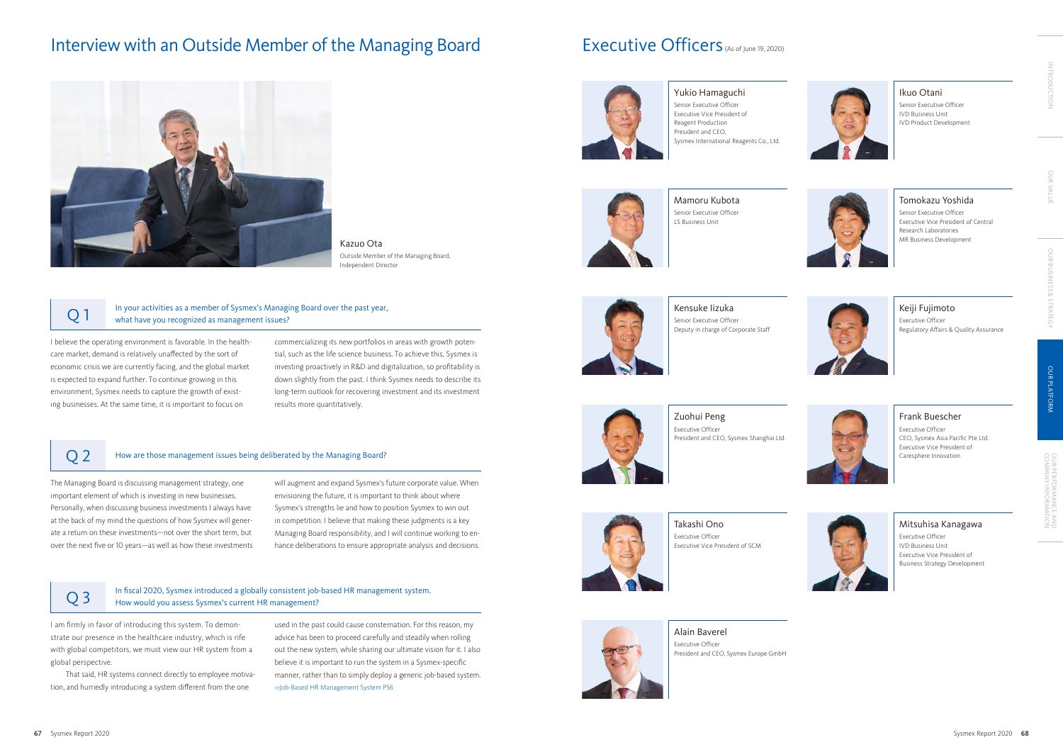# Interview with an Outside Member of the Managing Board

Kazuo Ota
Outside Member of the Managing Board, Independent Director

## Q1 In your activities as a member of Sysmex's Managing Board over the past year, what have you recognized as management issues?

I believe the operating environment is favorable. In the healthcare market, demand is relatively unaffected by the sort of economic crisis we are currently facing, and the global market is expected to expand further. To continue growing in this environment, Sysmex needs to capture the growth of existing businesses. At the same time, it is important to focus on commercializing its new portfolios in areas with growth potential, such as the life science business. To achieve this, Sysmex is investing proactively in R&D and digitalization, so profitability is down slightly from the past. I think Sysmex needs to describe its long-term outlook for recovering investment and its investment results more quantitatively.

## Q2 How are those management issues being deliberated by the Managing Board?

The Managing Board is discussing management strategy, one important element of which is investing in new businesses. Personally, when discussing business investments I always have at the back of my mind the questions of how Sysmex will generate a return on these investments—not over the short term, but over the next five or 10 years—as well as how these investments will augment and expand Sysmex's future corporate value. When envisioning the future, it is important to think about where Sysmex's strengths lie and how to position Sysmex to win out in competition. I believe that making these judgments is a key Managing Board responsibility, and I will continue working to enhance deliberations to ensure appropriate analysis and decisions.

## Q3 In fiscal 2020, Sysmex introduced a globally consistent job-based HR management system. How would you assess Sysmex's current HR management?

I am firmly in favor of introducing this system. To demonstrate our presence in the healthcare industry, which is rife with global competitors, we must view our HR system from a global perspective.

That said, HR systems connect directly to employee motivation, and hurriedly introducing a system different from the one used in the past could cause consternation. For this reason, my advice has been to proceed carefully and steadily when rolling out the new system, while sharing our ultimate vision for it. I also believe it is important to run the system in a Sysmex-specific manner, rather than to simply deploy a generic job-based system.
>>Job-Based HR Management System P56

# Executive Officers (As of June 19, 2020)

**Yukio Hamaguchi**
Senior Executive Officer
Executive Vice President of Reagent Production
President and CEO, Sysmex International Reagents Co., Ltd.

**Ikuo Otani**
Senior Executive Officer
IVD Business Unit
IVD Product Development

**Mamoru Kubota**
Senior Executive Officer
LS Business Unit

**Tomokazu Yoshida**
Senior Executive Officer
Executive Vice President of Central Research Laboratories
MR Business Development

**Kensuke Iizuka**
Senior Executive Officer
Deputy in charge of Corporate Staff

**Keiji Fujimoto**
Executive Officer
Regulatory Affairs & Quality Assurance

**Zuohui Peng**
Executive Officer
President and CEO, Sysmex Shanghai Ltd.

**Frank Buescher**
Executive Officer
CEO, Sysmex Asia Pacific Pte Ltd.
Executive Vice President of Caresphere Innovation

**Takashi Ono**
Executive Officer
Executive Vice President of SCM

**Mitsuhisa Kanagawa**
Executive Officer
IVD Business Unit
Executive Vice President of Business Strategy Development

**Alain Baverel**
Executive Officer
President and CEO, Sysmex Europe GmbH